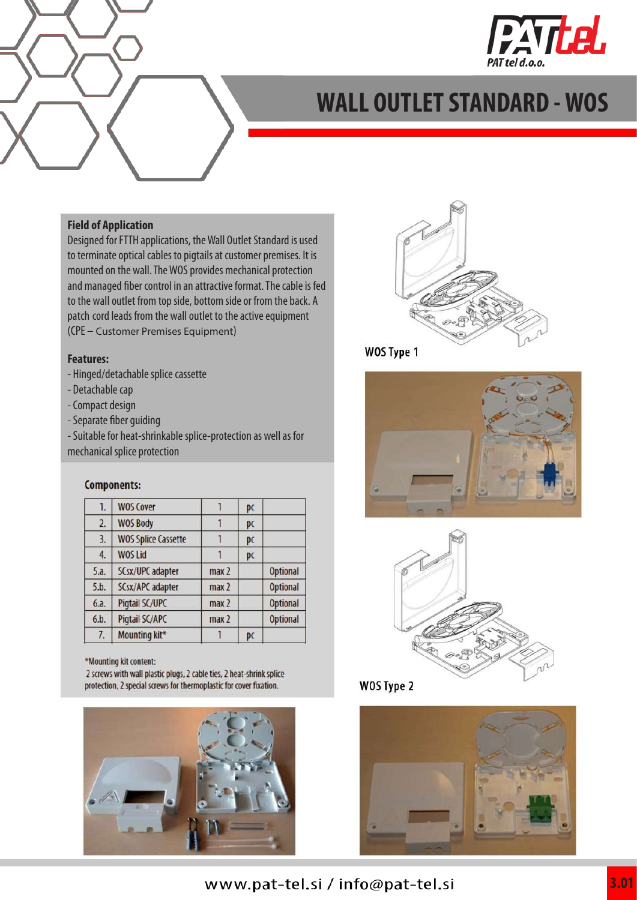# WALL OUTLET STANDARD - WOS

## Field of Application

Designed for FTTH applications, the Wall Outlet Standard is used to terminate optical cables to pigtails at customer premises. It is mounted on the wall. The WOS provides mechanical protection and managed fiber control in an attractive format. The cable is fed to the wall outlet from top side, bottom side or from the back. A patch cord leads from the wall outlet to the active equipment (CPE – Customer Premises Equipment)

## Features:

- Hinged/detachable splice cassette
- Detachable cap
- Compact design
- Separate fiber guiding
- Suitable for heat-shrinkable splice-protection as well as for mechanical splice protection

## Components:

| | | | | |
|---|---|---|---|---|
| 1. | WOS Cover | 1 | pc | |
| 2. | WOS Body | 1 | pc | |
| 3. | WOS Splice Cassette | 1 | pc | |
| 4. | WOS Lid | 1 | pc | |
| 5.a. | SCsx/UPC adapter | max 2 | | Optional |
| 5.b. | SCsx/APC adapter | max 2 | | Optional |
| 6.a. | Pigtail SC/UPC | max 2 | | Optional |
| 6.b. | Pigtail SC/APC | max 2 | | Optional |
| 7. | Mounting kit* | 1 | pc | |

*Mounting kit content:
2 screws with wall plastic plugs, 2 cable ties, 2 heat-shrink splice protection, 2 special screws for thermoplastic for cover fixation.

WOS Type 1

WOS Type 2

www.pat-tel.si / info@pat-tel.si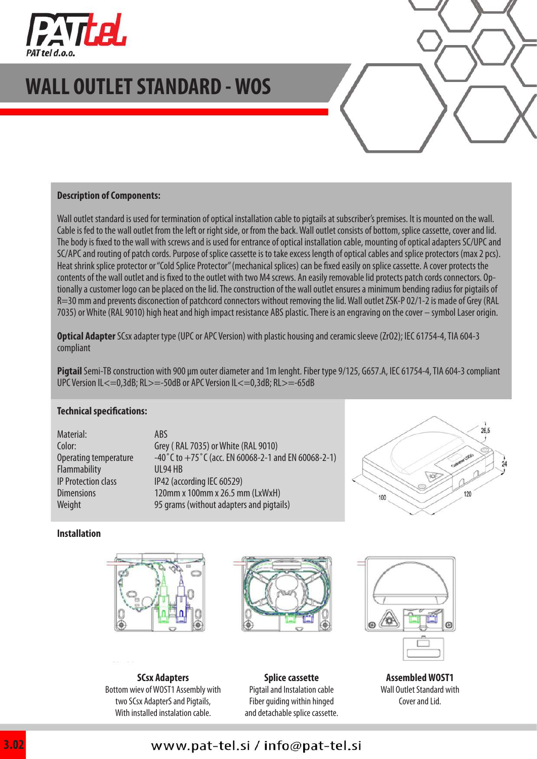# WALL OUTLET STANDARD - WOS

**Description of Components:**

Wall outlet standard is used for termination of optical installation cable to pigtails at subscriber's premises. It is mounted on the wall. Cable is fed to the wall outlet from the left or right side, or from the back. Wall outlet consists of bottom, splice cassette, cover and lid. The body is fixed to the wall with screws and is used for entrance of optical installation cable, mounting of optical adapters SC/UPC and SC/APC and routing of patch cords. Purpose of splice cassette is to take excess length of optical cables and splice protectors (max 2 pcs). Heat shrink splice protector or "Cold Splice Protector" (mechanical splices) can be fixed easily on splice cassette. A cover protects the contents of the wall outlet and is fixed to the outlet with two M4 screws. An easily removable lid protects patch cords connectors. Optionally a customer logo can be placed on the lid. The construction of the wall outlet ensures a minimum bending radius for pigtails of R=30 mm and prevents disconection of patchcord connectors without removing the lid. Wall outlet ZSK-P 02/1-2 is made of Grey (RAL 7035) or White (RAL 9010) high heat and high impact resistance ABS plastic. There is an engraving on the cover – symbol Laser origin.

**Optical Adapter** SCsx adapter type (UPC or APC Version) with plastic housing and ceramic sleeve (ZrO2); IEC 61754-4, TIA 604-3 compliant

**Pigtail** Semi-TB construction with 900 µm outer diameter and 1m lenght. Fiber type 9/125, G657.A, IEC 61754-4, TIA 604-3 compliant UPC Version IL<=0,3dB; RL>=-50dB or APC Version IL<=0,3dB; RL>=-65dB

**Technical specifications:**

| | |
|---|---|
| Material: | ABS |
| Color: | Grey ( RAL 7035) or White (RAL 9010) |
| Operating temperature | -40˚C to +75˚C (acc. EN 60068-2-1 and EN 60068-2-1) |
| Flammability | UL94 HB |
| IP Protection class | IP42 (according IEC 60529) |
| Dimensions | 120mm x 100mm x 26.5 mm (LxWxH) |
| Weight | 95 grams (without adapters and pigtails) |

**Installation**

**SCsx Adapters**
Bottom wiev of WOST1 Assembly with two SCsx AdapterS and Pigtails, With installed instalation cable.

**Splice cassette**
Pigtail and Instalation cable Fiber guiding within hinged and detachable splice cassette.

**Assembled WOST1**
Wall Outlet Standard with Cover and Lid.

www.pat-tel.si / info@pat-tel.si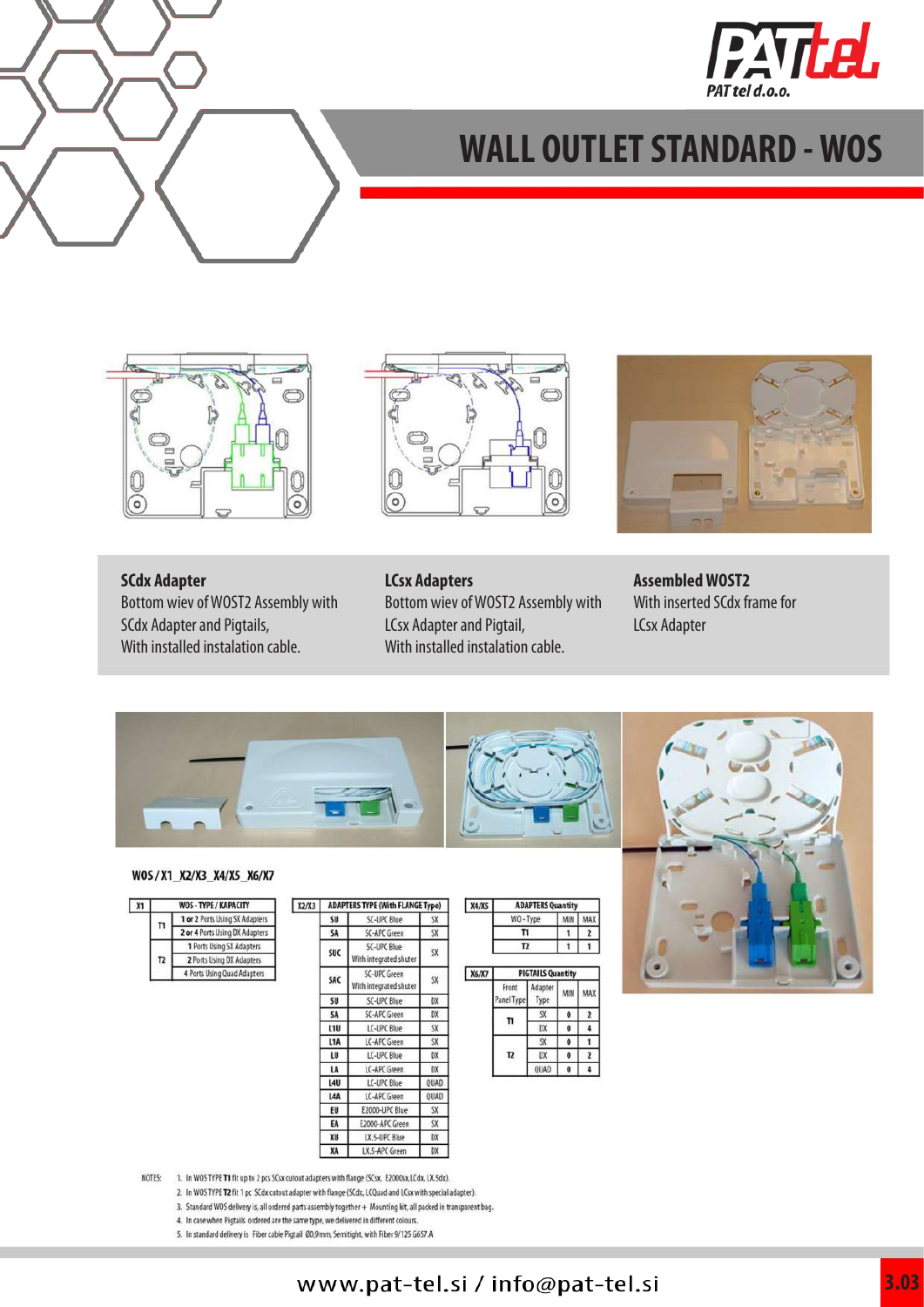PAT tel d.o.o.

# WALL OUTLET STANDARD - WOS

**SCdx Adapter**
Bottom wiev of WOST2 Assembly with SCdx Adapter and Pigtails,
With installed instalation cable.

**LCsx Adapters**
Bottom wiev of WOST2 Assembly with LCsx Adapter and Pigtail,
With installed instalation cable.

**Assembled WOST2**
With inserted SCdx frame for LCsx Adapter

## WOS / X1_X2/X3_X4/X5_X6/X7

| X1 | WOS - TYPE / KAPACITY |
|---|---|
| T1 | 1 or 2 Ports Using SX Adapters |
| | 2 or 4 Ports Using DX Adapters |
| T2 | 1 Ports Using SX Adapters |
| | 2 Ports Using DX Adapters |
| | 4 Ports Using Quad Adapters |

| X2/X3 | ADAPTERS TYPE (With FLANGE Type) | |
|---|---|---|
| SU | SC-UPC Blue | SX |
| SA | SC-APC Green | SX |
| SUC | SC-UPC Blue With integrated shuter | SX |
| SAC | SC-APC Green With integrated shuter | SX |
| SU | SC-UPC Blue | DX |
| SA | SC-APC Green | DX |
| L1U | LC-UPC Blue | SX |
| L1A | LC-APC Green | SX |
| LU | LC-UPC Blue | DX |
| LA | LC-APC Green | DX |
| L4U | LC-UPC Blue | QUAD |
| L4A | LC-APC Green | QUAD |
| EU | E2000-UPC Blue | SX |
| EA | E2000-APC Green | SX |
| XU | LX.5-UPC Blue | DX |
| XA | LX.5-APC Green | DX |

| X4/X5 | ADAPTERS Quantity | |
|---|---|---|
| WO - Type | MIN | MAX |
| T1 | 1 | 2 |
| T2 | 1 | 1 |

| X6/X7 | PIGTAILS Quantity | | |
|---|---|---|---|
| Front Panel Type | Adapter Type | MIN | MAX |
| T1 | SX | 0 | 2 |
| | DX | 0 | 4 |
| T2 | SX | 0 | 1 |
| | DX | 0 | 2 |
| | QUAD | 0 | 4 |

NOTES:
1. In WOS TYPE **T1** fit up to 2 pcs SCsx cutout adapters with flange (SCsx, E2000sx, LCdx, LX.5dx).
2. In WOS TYPE **T2** fit 1 pc SCdx cutout adapter with flange (SCdx, LCQuad and LCsx with special adapter).
3. Standard WOS delivery is, all ordered parts assembly together + Mounting kit, all packed in transparent bag.
4. In case when Pigtails ordered are the same type, we delivered in different colours.
5. In standard delivery is Fiber cable Pigtail Ø0.9mm, Semitight, with Fiber 9/125 G657.A

www.pat-tel.si / info@pat-tel.si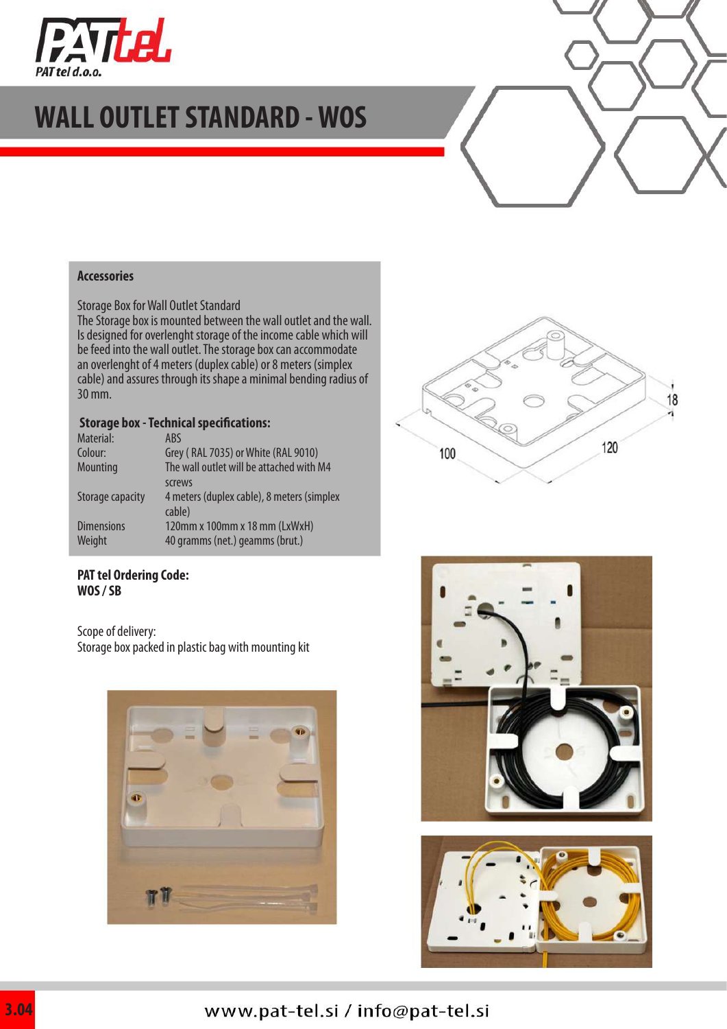# WALL OUTLET STANDARD - WOS

**Accessories**

Storage Box for Wall Outlet Standard
The Storage box is mounted between the wall outlet and the wall. Is designed for overlenght storage of the income cable which will be feed into the wall outlet. The storage box can accommodate an overlenght of 4 meters (duplex cable) or 8 meters (simplex cable) and assures through its shape a minimal bending radius of 30 mm.

**Storage box - Technical specifications:**

| | |
|---|---|
| Material: | ABS |
| Colour: | Grey ( RAL 7035) or White (RAL 9010) |
| Mounting | The wall outlet will be attached with M4 screws |
| Storage capacity | 4 meters (duplex cable), 8 meters (simplex cable) |
| Dimensions | 120mm x 100mm x 18 mm (LxWxH) |
| Weight | 40 gramms (net.) geamms (brut.) |

18

100

120

**PAT tel Ordering Code:**
**WOS / SB**

Scope of delivery:
Storage box packed in plastic bag with mounting kit

www.pat-tel.si / info@pat-tel.si